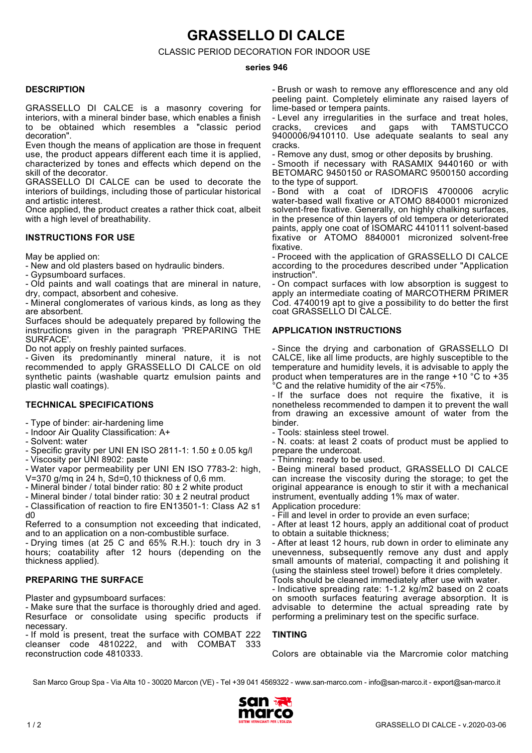# GRASSELLO DI CALCE

CLASSIC PERIOD DECORATION FOR INDOOR USE

**series 946**

## DESCRIPTION

GRASSELLO DI CALCE is a masonry covering for interiors, with a mineral binder base, which enables a finish to be obtained which resembles a "classic period decoration".

Even though the means of application are those in frequent use, the product appears different each time it is applied, characterized by tones and effects which depend on the skill of the decorator.

GRASSELLO DI CALCE can be used to decorate the interiors of buildings, including those of particular historical and artistic interest.

Once applied, the product creates a rather thick coat, albeit with a high level of breathability.

## INSTRUCTIONS FOR USE

May be applied on:

- New and old plasters based on hydraulic binders.
- Gypsumboard surfaces.
- Old paints and wall coatings that are mineral in nature, dry, compact, absorbent and cohesive.
- Mineral conglomerates of various kinds, as long as they are absorbent.

Surfaces should be adequately prepared by following the instructions given in the paragraph 'PREPARING THE SURFACE'.

Do not apply on freshly painted surfaces.

- Given its predominantly mineral nature, it is not recommended to apply GRASSELLO DI CALCE on old synthetic paints (washable quartz emulsion paints and plastic wall coatings).

## TECHNICAL SPECIFICATIONS

- Type of binder: air-hardening lime
- Indoor Air Quality Classification: A+
- Solvent: water
- Specific gravity per UNI EN ISO 2811-1: 1.50 ± 0.05 kg/l
- Viscosity per UNI 8902: paste
- Water vapor permeability per UNI EN ISO 7783-2: high, V=370 g/mq in 24 h, Sd=0,10 thickness of 0,6 mm.
- Mineral binder / total binder ratio: 80 ± 2 white product
- Mineral binder / total binder ratio: 30 ± 2 neutral product
- Classification of reaction to fire EN13501-1: Class A2 s1 d0

Referred to a consumption not exceeding that indicated, and to an application on a non-combustible surface.

- Drying times (at 25 C and 65% R.H.): touch dry in 3 hours; coatability after 12 hours (depending on the thickness applied).

## PREPARING THE SURFACE

Plaster and gypsumboard surfaces:

- Make sure that the surface is thoroughly dried and aged. Resurface or consolidate using specific products if necessary.
- If mold is present, treat the surface with COMBAT 222 cleanser code 4810222, and with COMBAT 333 reconstruction code 4810333.
- Brush or wash to remove any efflorescence and any old peeling paint. Completely eliminate any raised layers of lime-based or tempera paints.
- Level any irregularities in the surface and treat holes, cracks, crevices and gaps with TAMSTUCCO 9400006/9410110. Use adequate sealants to seal any cracks.
- Remove any dust, smog or other deposits by brushing.
- Smooth if necessary with RASAMIX 9440160 or with BETOMARC 9450150 or RASOMARC 9500150 according to the type of support.
- Bond with a coat of IDROFIS 4700006 acrylic water-based wall fixative or ATOMO 8840001 micronized solvent-free fixative. Generally, on highly chalking surfaces, in the presence of thin layers of old tempera or deteriorated paints, apply one coat of ISOMARC 4410111 solvent-based fixative or ATOMO 8840001 micronized solvent-free fixative.
- Proceed with the application of GRASSELLO DI CALCE according to the procedures described under "Application instruction".
- On compact surfaces with low absorption is suggest to apply an intermediate coating of MARCOTHERM PRIMER Cod. 4740019 apt to give a possibility to do better the first coat GRASSELLO DI CALCE.

## APPLICATION INSTRUCTIONS

- Since the drying and carbonation of GRASSELLO DI CALCE, like all lime products, are highly susceptible to the temperature and humidity levels, it is advisable to apply the product when temperatures are in the range +10 °C to +35 °C and the relative humidity of the air <75%.
- If the surface does not require the fixative, it is nonetheless recommended to dampen it to prevent the wall from drawing an excessive amount of water from the binder.
- Tools: stainless steel trowel.
- N. coats: at least 2 coats of product must be applied to prepare the undercoat.
- Thinning: ready to be used.
- Being mineral based product, GRASSELLO DI CALCE can increase the viscosity during the storage; to get the original appearance is enough to stir it with a mechanical instrument, eventually adding 1% max of water.

Application procedure:

- Fill and level in order to provide an even surface;
- After at least 12 hours, apply an additional coat of product to obtain a suitable thickness;
- After at least 12 hours, rub down in order to eliminate any unevenness, subsequently remove any dust and apply small amounts of material, compacting it and polishing it (using the stainless steel trowel) before it dries completely.

Tools should be cleaned immediately after use with water.

- Indicative spreading rate: 1-1.2 kg/m2 based on 2 coats on smooth surfaces featuring average absorption. It is advisable to determine the actual spreading rate by performing a preliminary test on the specific surface.

## TINTING

Colors are obtainable via the Marcromie color matching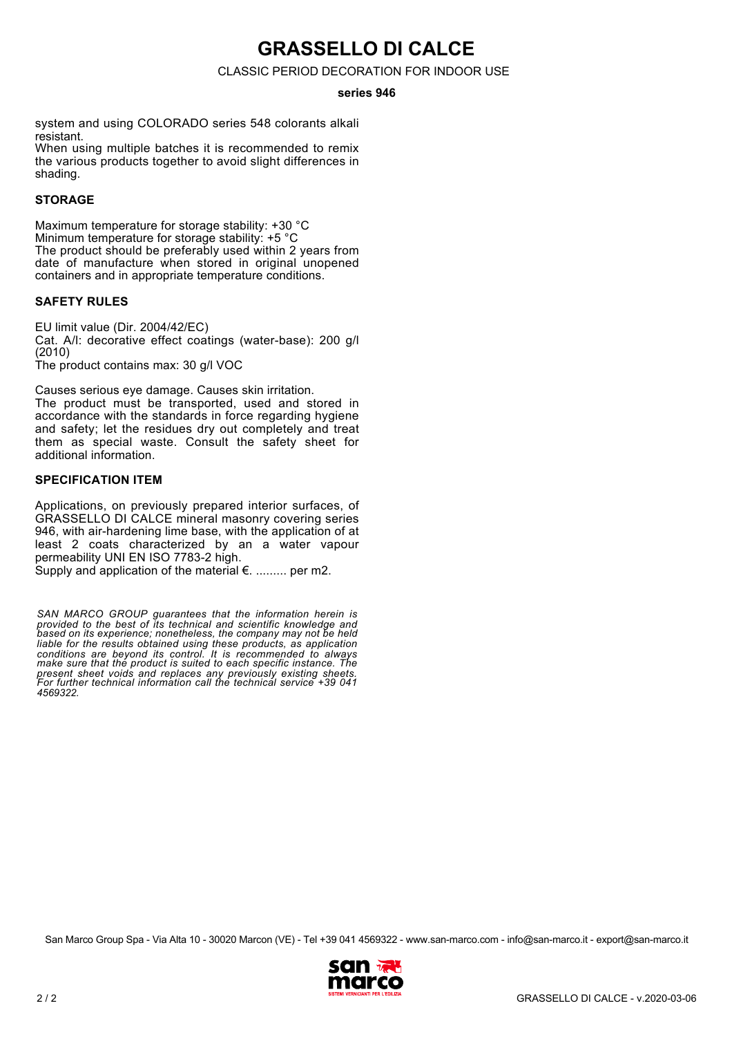# GRASSELLO DI CALCE

CLASSIC PERIOD DECORATION FOR INDOOR USE

**series 946**

system and using COLORADO series 548 colorants alkali resistant.
When using multiple batches it is recommended to remix the various products together to avoid slight differences in shading.

### STORAGE

Maximum temperature for storage stability: +30 °C
Minimum temperature for storage stability: +5 °C
The product should be preferably used within 2 years from date of manufacture when stored in original unopened containers and in appropriate temperature conditions.

### SAFETY RULES

EU limit value (Dir. 2004/42/EC)
Cat. A/l: decorative effect coatings (water-base): 200 g/l (2010)
The product contains max: 30 g/l VOC

Causes serious eye damage. Causes skin irritation.
The product must be transported, used and stored in accordance with the standards in force regarding hygiene and safety; let the residues dry out completely and treat them as special waste. Consult the safety sheet for additional information.

### SPECIFICATION ITEM

Applications, on previously prepared interior surfaces, of GRASSELLO DI CALCE mineral masonry covering series 946, with air-hardening lime base, with the application of at least 2 coats characterized by an a water vapour permeability UNI EN ISO 7783-2 high.
Supply and application of the material €. ......... per m2.

*SAN MARCO GROUP guarantees that the information herein is provided to the best of its technical and scientific knowledge and based on its experience; nonetheless, the company may not be held liable for the results obtained using these products, as application conditions are beyond its control. It is recommended to always make sure that the product is suited to each specific instance. The present sheet voids and replaces any previously existing sheets. For further technical information call the technical service +39 041 4569322.*

San Marco Group Spa - Via Alta 10 - 30020 Marcon (VE) - Tel +39 041 4569322 - www.san-marco.com - info@san-marco.it - export@san-marco.it

GRASSELLO DI CALCE - v.2020-03-06